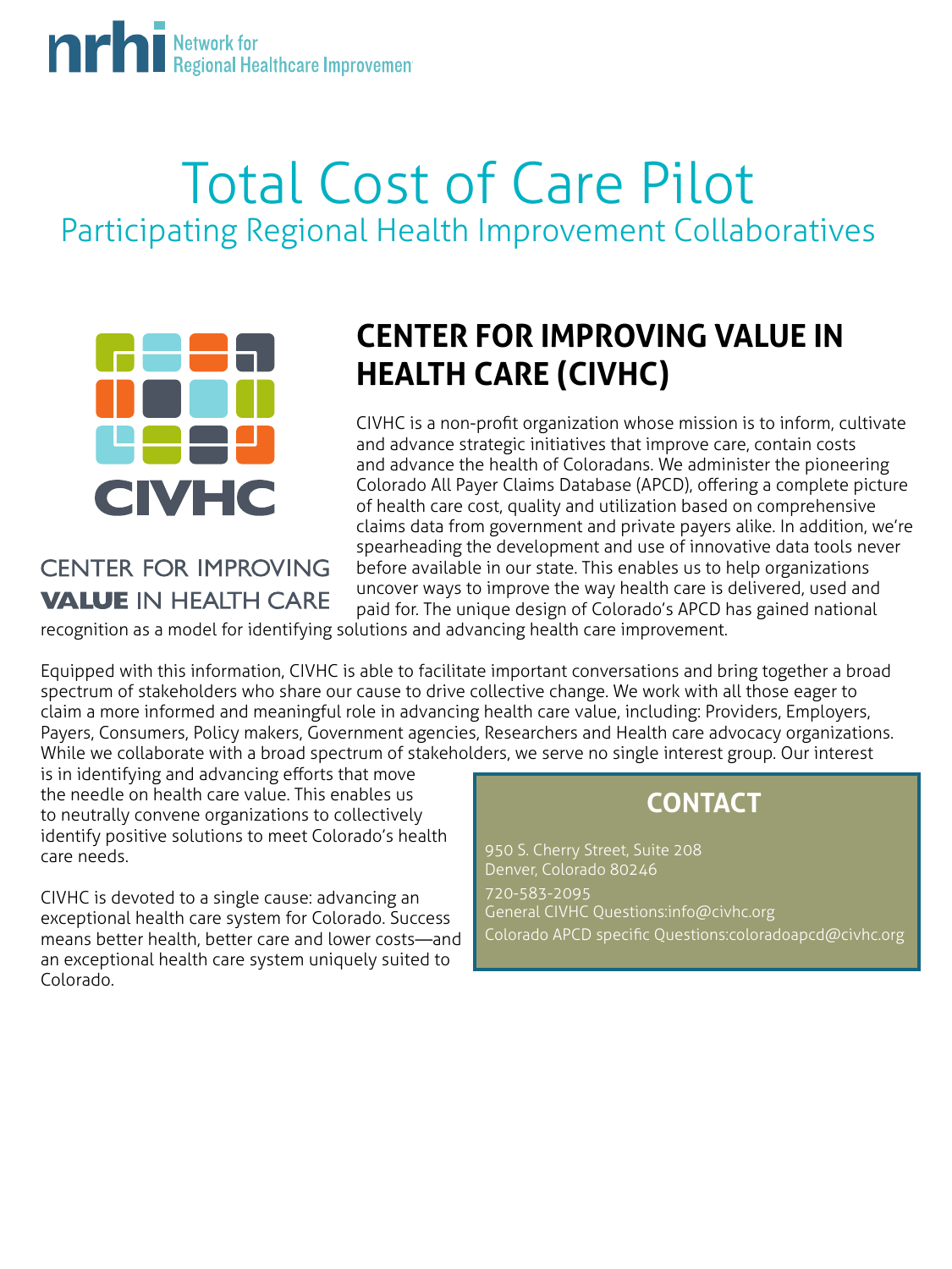nrhi Network for Regional Healthcare Improvement

# Total Cost of Care Pilot

## Participating Regional Health Improvement Collaboratives

CIVHC

CENTER FOR IMPROVING **VALUE** IN HEALTH CARE

## CENTER FOR IMPROVING VALUE IN HEALTH CARE (CIVHC)

CIVHC is a non-profit organization whose mission is to inform, cultivate and advance strategic initiatives that improve care, contain costs and advance the health of Coloradans. We administer the pioneering Colorado All Payer Claims Database (APCD), offering a complete picture of health care cost, quality and utilization based on comprehensive claims data from government and private payers alike. In addition, we're spearheading the development and use of innovative data tools never before available in our state. This enables us to help organizations uncover ways to improve the way health care is delivered, used and paid for. The unique design of Colorado's APCD has gained national recognition as a model for identifying solutions and advancing health care improvement.

Equipped with this information, CIVHC is able to facilitate important conversations and bring together a broad spectrum of stakeholders who share our cause to drive collective change. We work with all those eager to claim a more informed and meaningful role in advancing health care value, including: Providers, Employers, Payers, Consumers, Policy makers, Government agencies, Researchers and Health care advocacy organizations. While we collaborate with a broad spectrum of stakeholders, we serve no single interest group. Our interest is in identifying and advancing efforts that move the needle on health care value. This enables us to neutrally convene organizations to collectively identify positive solutions to meet Colorado's health care needs.

CIVHC is devoted to a single cause: advancing an exceptional health care system for Colorado. Success means better health, better care and lower costs—and an exceptional health care system uniquely suited to Colorado.

### CONTACT

950 S. Cherry Street, Suite 208
Denver, Colorado 80246

720-583-2095
General CIVHC Questions:info@civhc.org
Colorado APCD specific Questions:coloradoapcd@civhc.org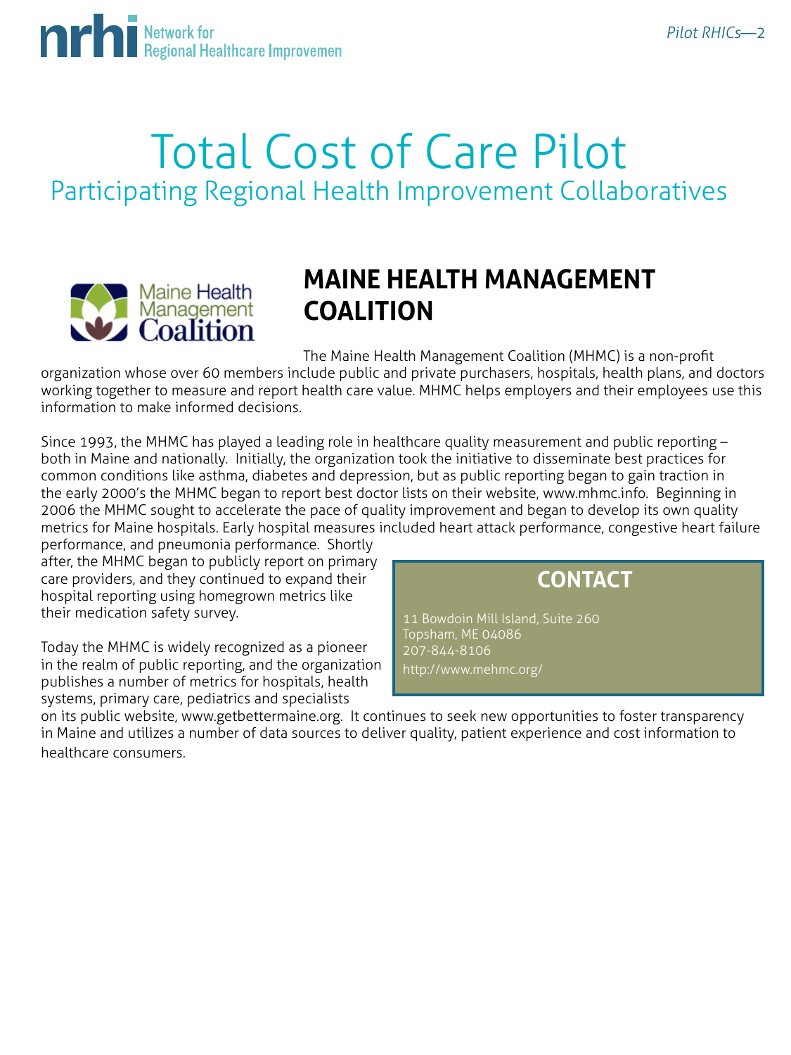# Total Cost of Care Pilot

## Participating Regional Health Improvement Collaboratives

## MAINE HEALTH MANAGEMENT COALITION

The Maine Health Management Coalition (MHMC) is a non-profit organization whose over 60 members include public and private purchasers, hospitals, health plans, and doctors working together to measure and report health care value. MHMC helps employers and their employees use this information to make informed decisions.

Since 1993, the MHMC has played a leading role in healthcare quality measurement and public reporting – both in Maine and nationally. Initially, the organization took the initiative to disseminate best practices for common conditions like asthma, diabetes and depression, but as public reporting began to gain traction in the early 2000's the MHMC began to report best doctor lists on their website, www.mhmc.info. Beginning in 2006 the MHMC sought to accelerate the pace of quality improvement and began to develop its own quality metrics for Maine hospitals. Early hospital measures included heart attack performance, congestive heart failure performance, and pneumonia performance. Shortly after, the MHMC began to publicly report on primary care providers, and they continued to expand their hospital reporting using homegrown metrics like their medication safety survey.

Today the MHMC is widely recognized as a pioneer in the realm of public reporting, and the organization publishes a number of metrics for hospitals, health systems, primary care, pediatrics and specialists on its public website, www.getbettermaine.org. It continues to seek new opportunities to foster transparency in Maine and utilizes a number of data sources to deliver quality, patient experience and cost information to healthcare consumers.

### CONTACT

11 Bowdoin Mill Island, Suite 260
Topsham, ME 04086
207-844-8106
http://www.mehmc.org/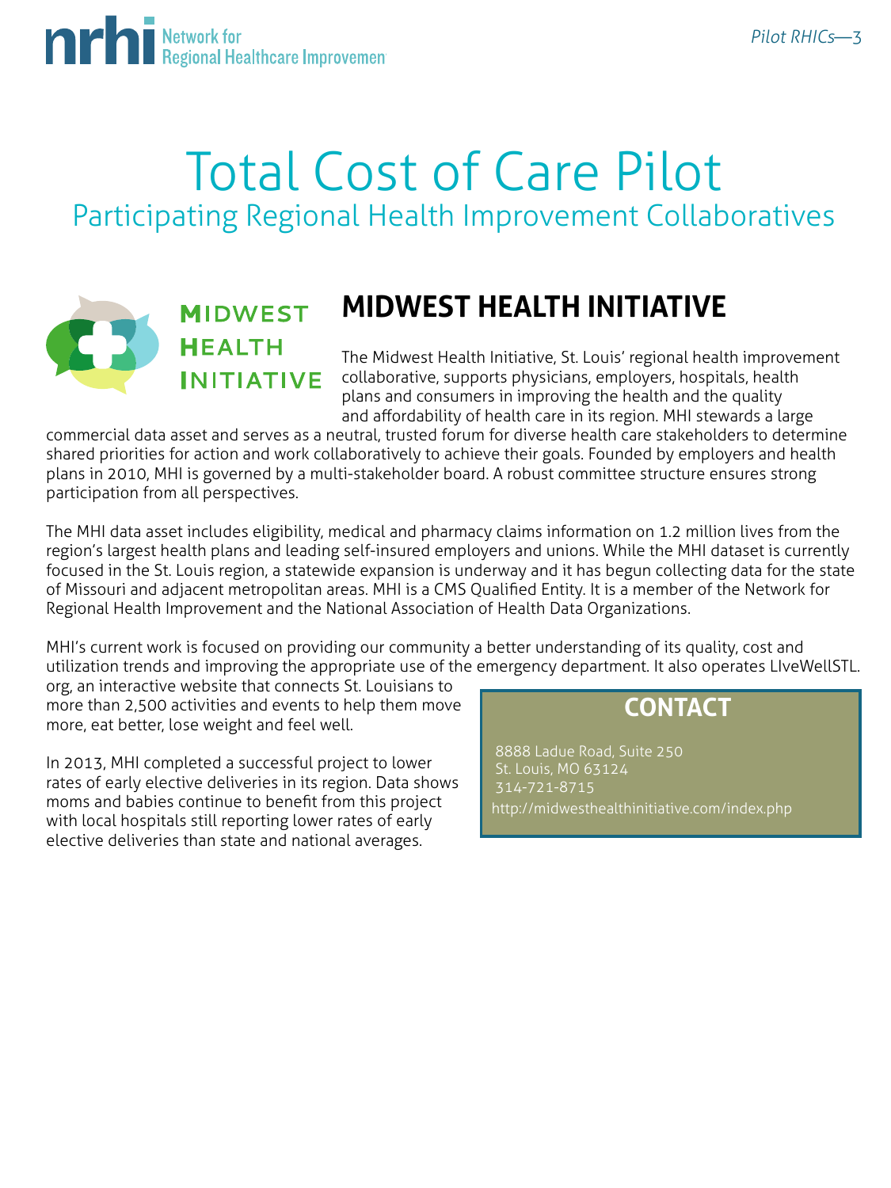# Total Cost of Care Pilot

## Participating Regional Health Improvement Collaboratives

MIDWEST HEALTH INITIATIVE

## MIDWEST HEALTH INITIATIVE

The Midwest Health Initiative, St. Louis' regional health improvement collaborative, supports physicians, employers, hospitals, health plans and consumers in improving the health and the quality and affordability of health care in its region. MHI stewards a large commercial data asset and serves as a neutral, trusted forum for diverse health care stakeholders to determine shared priorities for action and work collaboratively to achieve their goals. Founded by employers and health plans in 2010, MHI is governed by a multi-stakeholder board. A robust committee structure ensures strong participation from all perspectives.

The MHI data asset includes eligibility, medical and pharmacy claims information on 1.2 million lives from the region's largest health plans and leading self-insured employers and unions. While the MHI dataset is currently focused in the St. Louis region, a statewide expansion is underway and it has begun collecting data for the state of Missouri and adjacent metropolitan areas. MHI is a CMS Qualified Entity. It is a member of the Network for Regional Health Improvement and the National Association of Health Data Organizations.

MHI's current work is focused on providing our community a better understanding of its quality, cost and utilization trends and improving the appropriate use of the emergency department. It also operates LIveWellSTL.org, an interactive website that connects St. Louisians to more than 2,500 activities and events to help them move more, eat better, lose weight and feel well.

In 2013, MHI completed a successful project to lower rates of early elective deliveries in its region. Data shows moms and babies continue to benefit from this project with local hospitals still reporting lower rates of early elective deliveries than state and national averages.

### CONTACT

8888 Ladue Road, Suite 250
St. Louis, MO 63124
314-721-8715
http://midwesthealthinitiative.com/index.php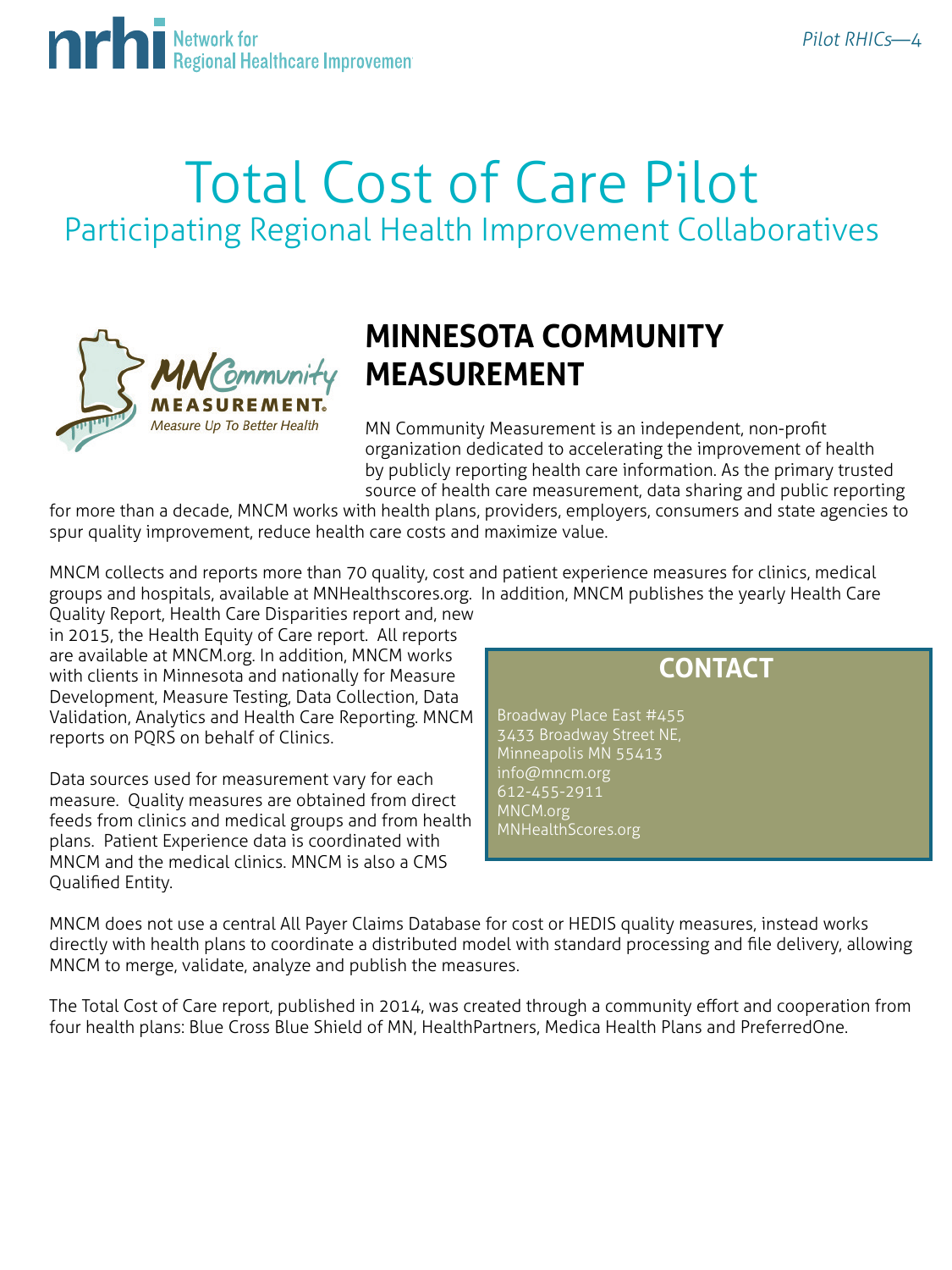# Total Cost of Care Pilot

## Participating Regional Health Improvement Collaboratives

## MINNESOTA COMMUNITY MEASUREMENT

MN Community Measurement is an independent, non-profit organization dedicated to accelerating the improvement of health by publicly reporting health care information. As the primary trusted source of health care measurement, data sharing and public reporting for more than a decade, MNCM works with health plans, providers, employers, consumers and state agencies to spur quality improvement, reduce health care costs and maximize value.

MNCM collects and reports more than 70 quality, cost and patient experience measures for clinics, medical groups and hospitals, available at MNHealthscores.org. In addition, MNCM publishes the yearly Health Care Quality Report, Health Care Disparities report and, new in 2015, the Health Equity of Care report. All reports are available at MNCM.org. In addition, MNCM works with clients in Minnesota and nationally for Measure Development, Measure Testing, Data Collection, Data Validation, Analytics and Health Care Reporting. MNCM reports on PQRS on behalf of Clinics.

Data sources used for measurement vary for each measure. Quality measures are obtained from direct feeds from clinics and medical groups and from health plans. Patient Experience data is coordinated with MNCM and the medical clinics. MNCM is also a CMS Qualified Entity.

### CONTACT

Broadway Place East #455
3433 Broadway Street NE,
Minneapolis MN 55413
info@mncm.org
612-455-2911
MNCM.org
MNHealthScores.org

MNCM does not use a central All Payer Claims Database for cost or HEDIS quality measures, instead works directly with health plans to coordinate a distributed model with standard processing and file delivery, allowing MNCM to merge, validate, analyze and publish the measures.

The Total Cost of Care report, published in 2014, was created through a community effort and cooperation from four health plans: Blue Cross Blue Shield of MN, HealthPartners, Medica Health Plans and PreferredOne.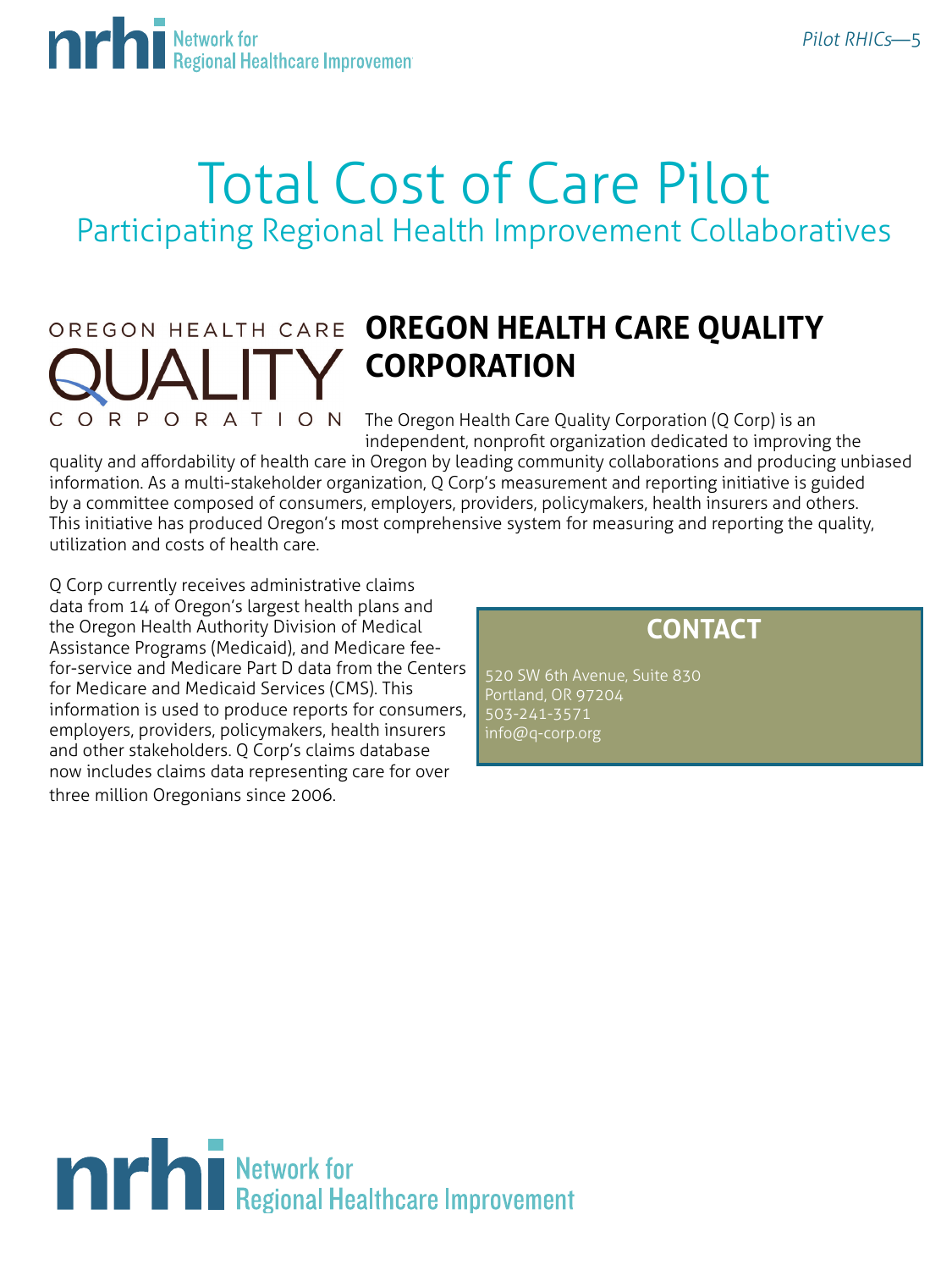# Total Cost of Care Pilot

## Participating Regional Health Improvement Collaboratives

OREGON HEALTH CARE QUALITY CORPORATION

## OREGON HEALTH CARE QUALITY CORPORATION

The Oregon Health Care Quality Corporation (Q Corp) is an independent, nonprofit organization dedicated to improving the quality and affordability of health care in Oregon by leading community collaborations and producing unbiased information. As a multi-stakeholder organization, Q Corp's measurement and reporting initiative is guided by a committee composed of consumers, employers, providers, policymakers, health insurers and others. This initiative has produced Oregon's most comprehensive system for measuring and reporting the quality, utilization and costs of health care.

Q Corp currently receives administrative claims data from 14 of Oregon's largest health plans and the Oregon Health Authority Division of Medical Assistance Programs (Medicaid), and Medicare fee-for-service and Medicare Part D data from the Centers for Medicare and Medicaid Services (CMS). This information is used to produce reports for consumers, employers, providers, policymakers, health insurers and other stakeholders. Q Corp's claims database now includes claims data representing care for over three million Oregonians since 2006.

### CONTACT

520 SW 6th Avenue, Suite 830
Portland, OR 97204
503-241-3571
info@q-corp.org

nrhi Network for Regional Healthcare Improvement